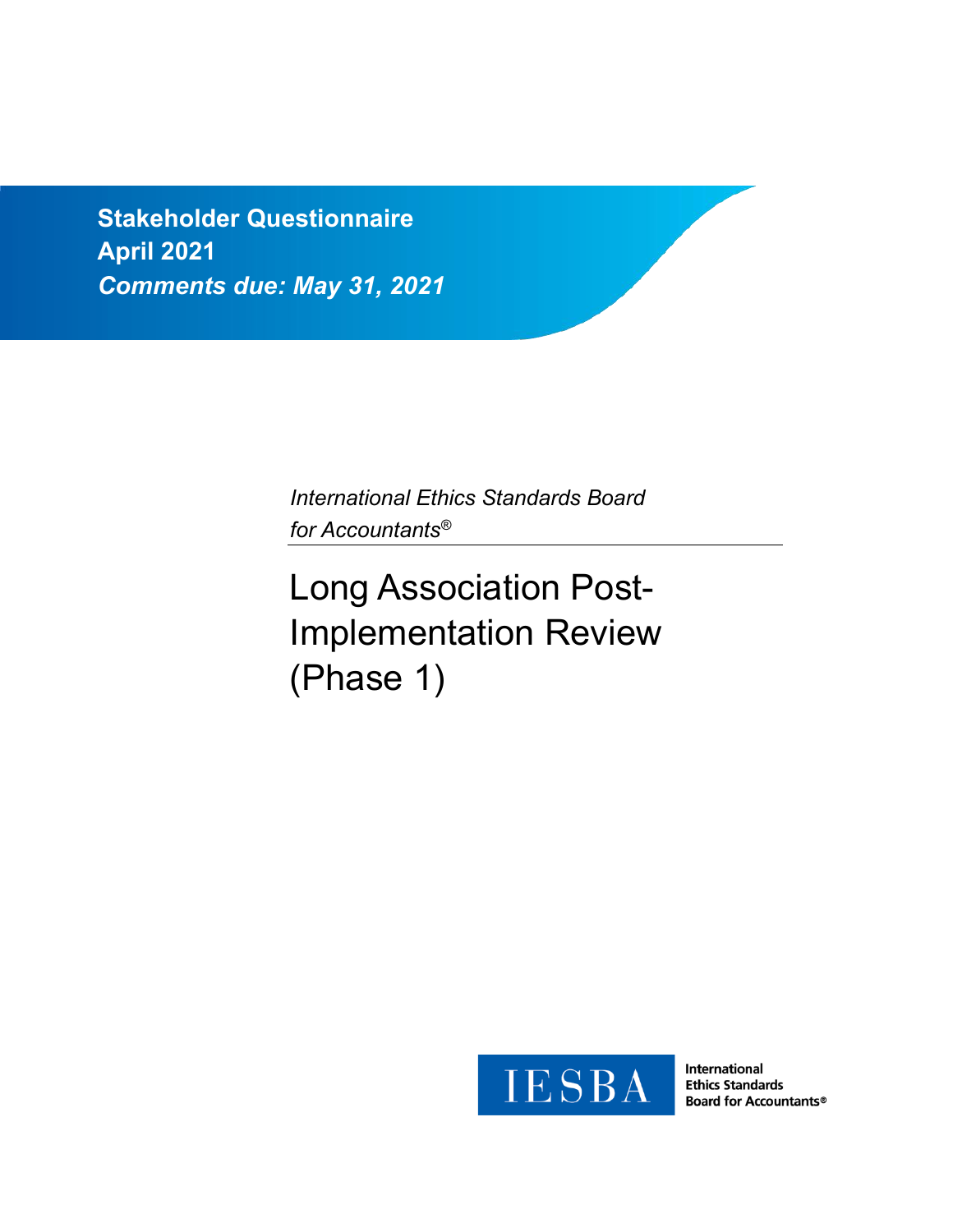**Stakeholder Questionnaire**
**April 2021**
***Comments due: May 31, 2021***

*International Ethics Standards Board for Accountants®*

# Long Association Post-Implementation Review (Phase 1)

IESBA International Ethics Standards Board for Accountants®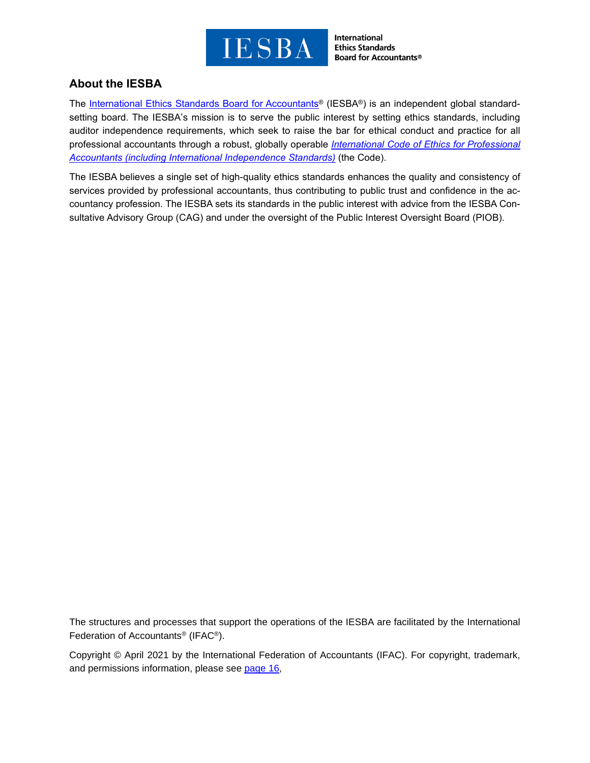## About the IESBA

The International Ethics Standards Board for Accountants® (IESBA®) is an independent global standard-setting board. The IESBA's mission is to serve the public interest by setting ethics standards, including auditor independence requirements, which seek to raise the bar for ethical conduct and practice for all professional accountants through a robust, globally operable *International Code of Ethics for Professional Accountants (including International Independence Standards)* (the Code).

The IESBA believes a single set of high-quality ethics standards enhances the quality and consistency of services provided by professional accountants, thus contributing to public trust and confidence in the accountancy profession. The IESBA sets its standards in the public interest with advice from the IESBA Consultative Advisory Group (CAG) and under the oversight of the Public Interest Oversight Board (PIOB).

The structures and processes that support the operations of the IESBA are facilitated by the International Federation of Accountants® (IFAC®).

Copyright © April 2021 by the International Federation of Accountants (IFAC). For copyright, trademark, and permissions information, please see page 16,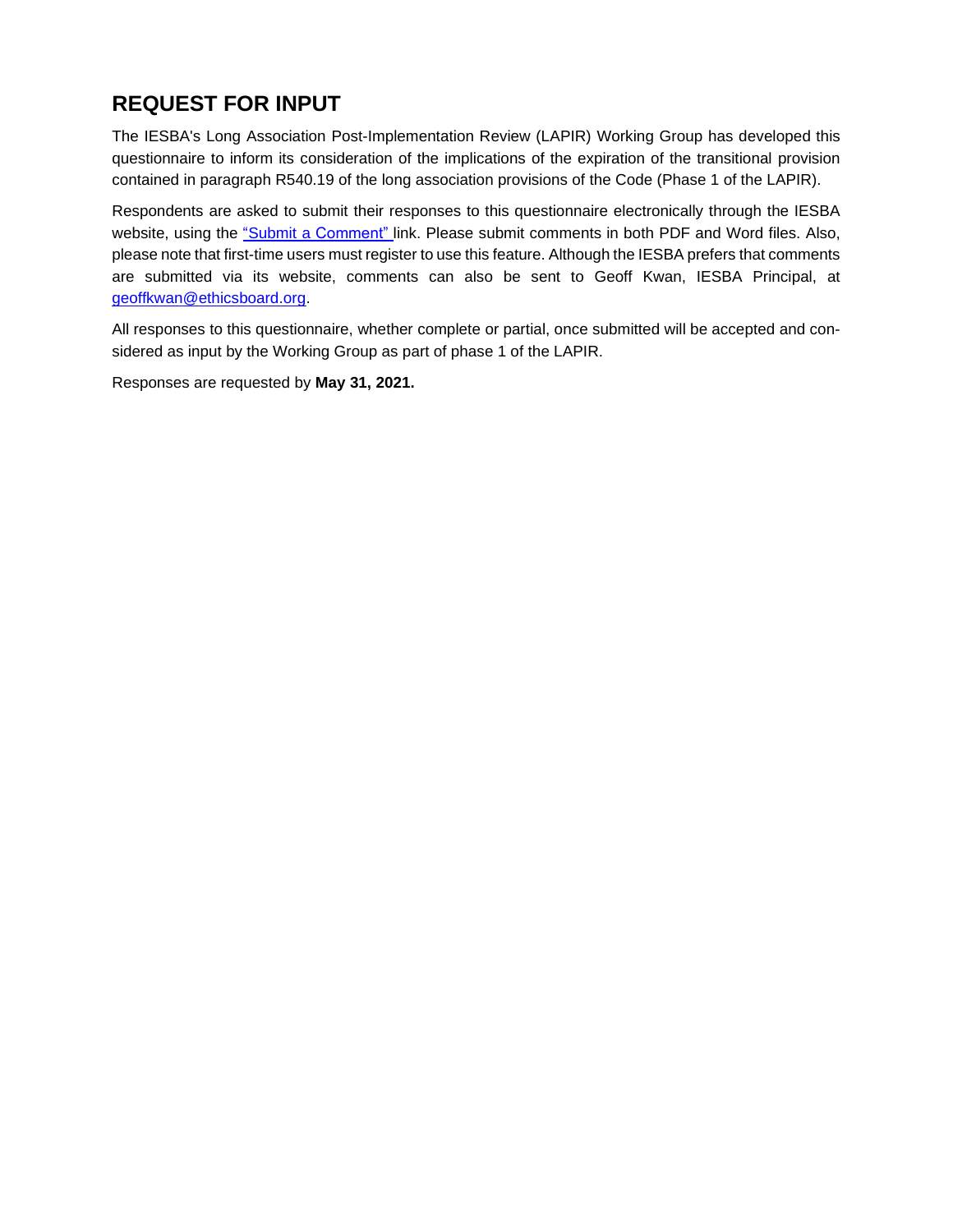## REQUEST FOR INPUT

The IESBA's Long Association Post-Implementation Review (LAPIR) Working Group has developed this questionnaire to inform its consideration of the implications of the expiration of the transitional provision contained in paragraph R540.19 of the long association provisions of the Code (Phase 1 of the LAPIR).

Respondents are asked to submit their responses to this questionnaire electronically through the IESBA website, using the "Submit a Comment" link. Please submit comments in both PDF and Word files. Also, please note that first-time users must register to use this feature. Although the IESBA prefers that comments are submitted via its website, comments can also be sent to Geoff Kwan, IESBA Principal, at geoffkwan@ethicsboard.org.

All responses to this questionnaire, whether complete or partial, once submitted will be accepted and considered as input by the Working Group as part of phase 1 of the LAPIR.

Responses are requested by **May 31, 2021.**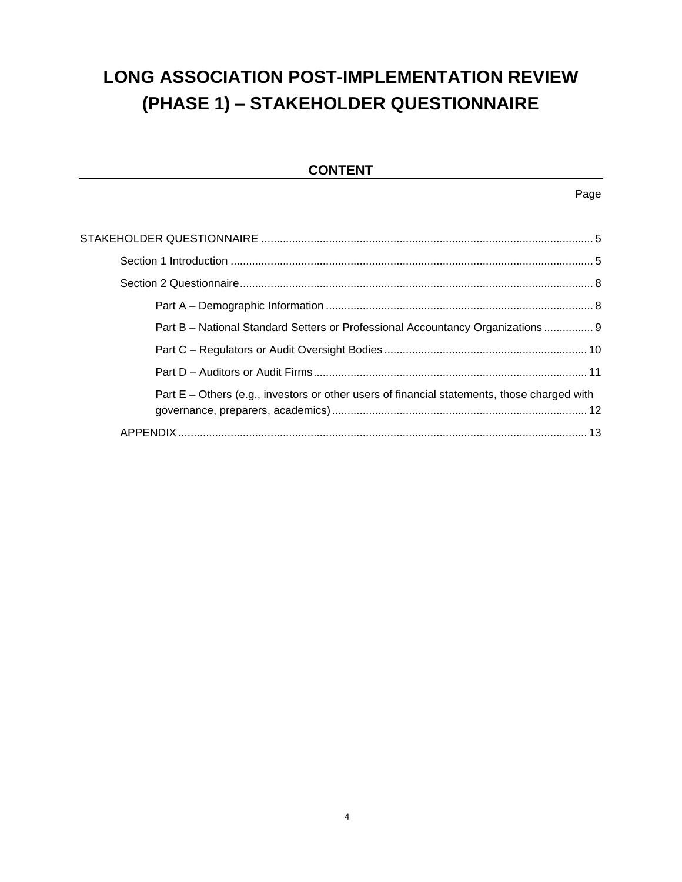# LONG ASSOCIATION POST-IMPLEMENTATION REVIEW (PHASE 1) – STAKEHOLDER QUESTIONNAIRE

## CONTENT

Page

STAKEHOLDER QUESTIONNAIRE ..... 5

- Section 1 Introduction ..... 5
- Section 2 Questionnaire ..... 8
  - Part A – Demographic Information ..... 8
  - Part B – National Standard Setters or Professional Accountancy Organizations ..... 9
  - Part C – Regulators or Audit Oversight Bodies ..... 10
  - Part D – Auditors or Audit Firms ..... 11
  - Part E – Others (e.g., investors or other users of financial statements, those charged with governance, preparers, academics) ..... 12
- APPENDIX ..... 13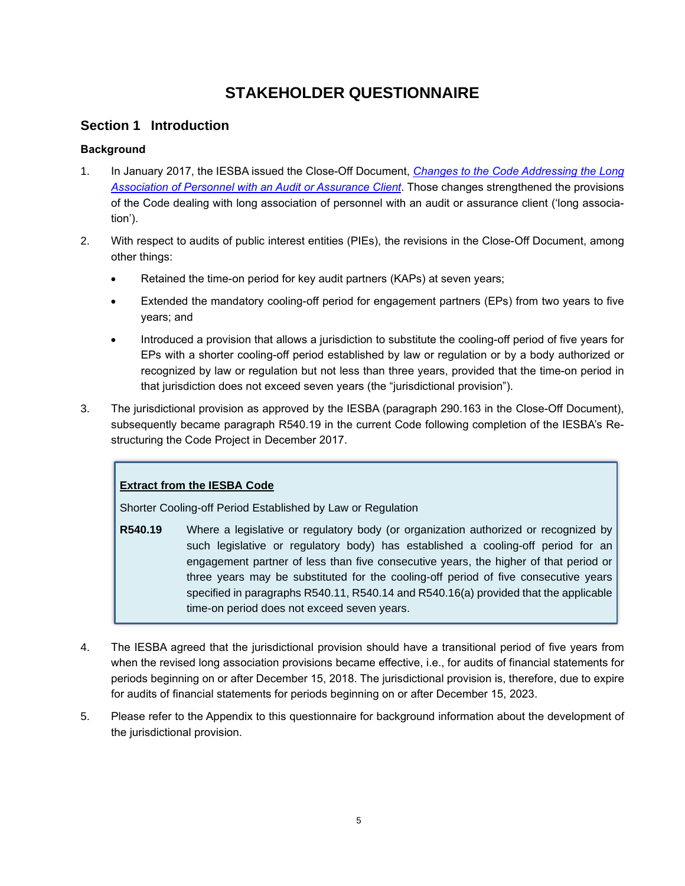# STAKEHOLDER QUESTIONNAIRE

## Section 1 Introduction

### Background

1. In January 2017, the IESBA issued the Close-Off Document, *Changes to the Code Addressing the Long Association of Personnel with an Audit or Assurance Client*. Those changes strengthened the provisions of the Code dealing with long association of personnel with an audit or assurance client ('long association').

2. With respect to audits of public interest entities (PIEs), the revisions in the Close-Off Document, among other things:

   - Retained the time-on period for key audit partners (KAPs) at seven years;
   - Extended the mandatory cooling-off period for engagement partners (EPs) from two years to five years; and
   - Introduced a provision that allows a jurisdiction to substitute the cooling-off period of five years for EPs with a shorter cooling-off period established by law or regulation or by a body authorized or recognized by law or regulation but not less than three years, provided that the time-on period in that jurisdiction does not exceed seven years (the "jurisdictional provision").

3. The jurisdictional provision as approved by the IESBA (paragraph 290.163 in the Close-Off Document), subsequently became paragraph R540.19 in the current Code following completion of the IESBA's Restructuring the Code Project in December 2017.

> **Extract from the IESBA Code**
>
> Shorter Cooling-off Period Established by Law or Regulation
>
> **R540.19** Where a legislative or regulatory body (or organization authorized or recognized by such legislative or regulatory body) has established a cooling-off period for an engagement partner of less than five consecutive years, the higher of that period or three years may be substituted for the cooling-off period of five consecutive years specified in paragraphs R540.11, R540.14 and R540.16(a) provided that the applicable time-on period does not exceed seven years.

4. The IESBA agreed that the jurisdictional provision should have a transitional period of five years from when the revised long association provisions became effective, i.e., for audits of financial statements for periods beginning on or after December 15, 2018. The jurisdictional provision is, therefore, due to expire for audits of financial statements for periods beginning on or after December 15, 2023.

5. Please refer to the Appendix to this questionnaire for background information about the development of the jurisdictional provision.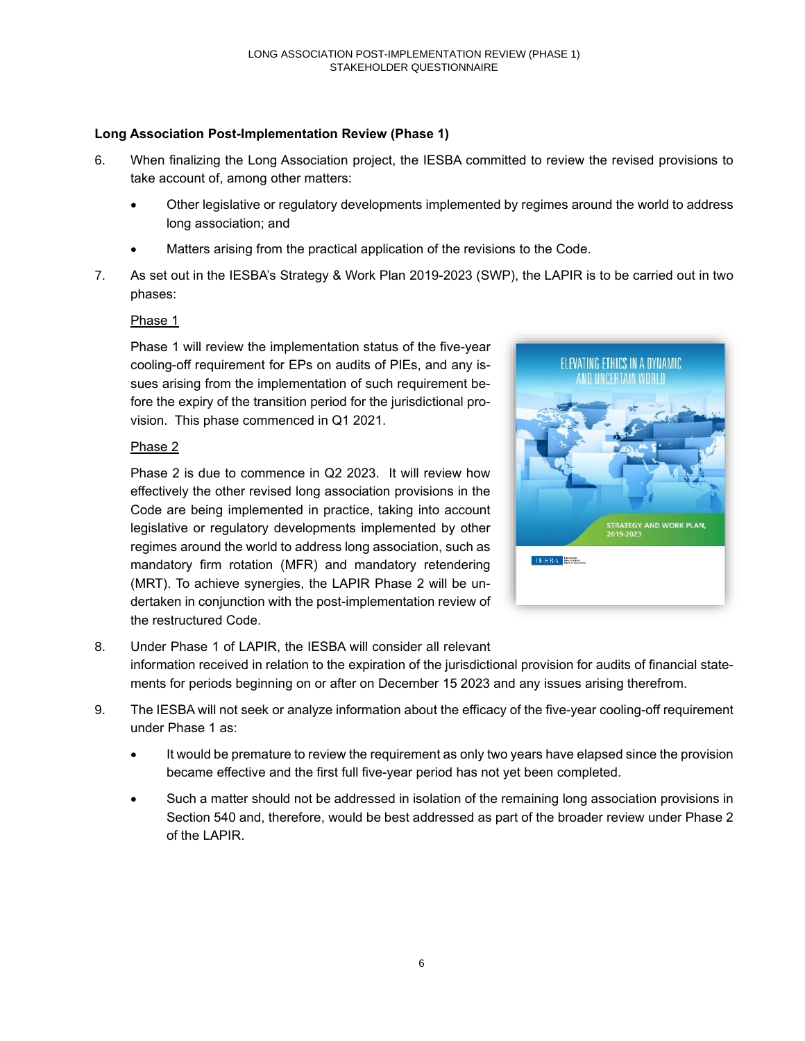## Long Association Post-Implementation Review (Phase 1)

6. When finalizing the Long Association project, the IESBA committed to review the revised provisions to take account of, among other matters:

   - Other legislative or regulatory developments implemented by regimes around the world to address long association; and
   - Matters arising from the practical application of the revisions to the Code.

7. As set out in the IESBA's Strategy & Work Plan 2019-2023 (SWP), the LAPIR is to be carried out in two phases:

   Phase 1

   Phase 1 will review the implementation status of the five-year cooling-off requirement for EPs on audits of PIEs, and any issues arising from the implementation of such requirement before the expiry of the transition period for the jurisdictional provision. This phase commenced in Q1 2021.

   Phase 2

   Phase 2 is due to commence in Q2 2023. It will review how effectively the other revised long association provisions in the Code are being implemented in practice, taking into account legislative or regulatory developments implemented by other regimes around the world to address long association, such as mandatory firm rotation (MFR) and mandatory retendering (MRT). To achieve synergies, the LAPIR Phase 2 will be undertaken in conjunction with the post-implementation review of the restructured Code.

8. Under Phase 1 of LAPIR, the IESBA will consider all relevant information received in relation to the expiration of the jurisdictional provision for audits of financial statements for periods beginning on or after on December 15 2023 and any issues arising therefrom.

9. The IESBA will not seek or analyze information about the efficacy of the five-year cooling-off requirement under Phase 1 as:

   - It would be premature to review the requirement as only two years have elapsed since the provision became effective and the first full five-year period has not yet been completed.
   - Such a matter should not be addressed in isolation of the remaining long association provisions in Section 540 and, therefore, would be best addressed as part of the broader review under Phase 2 of the LAPIR.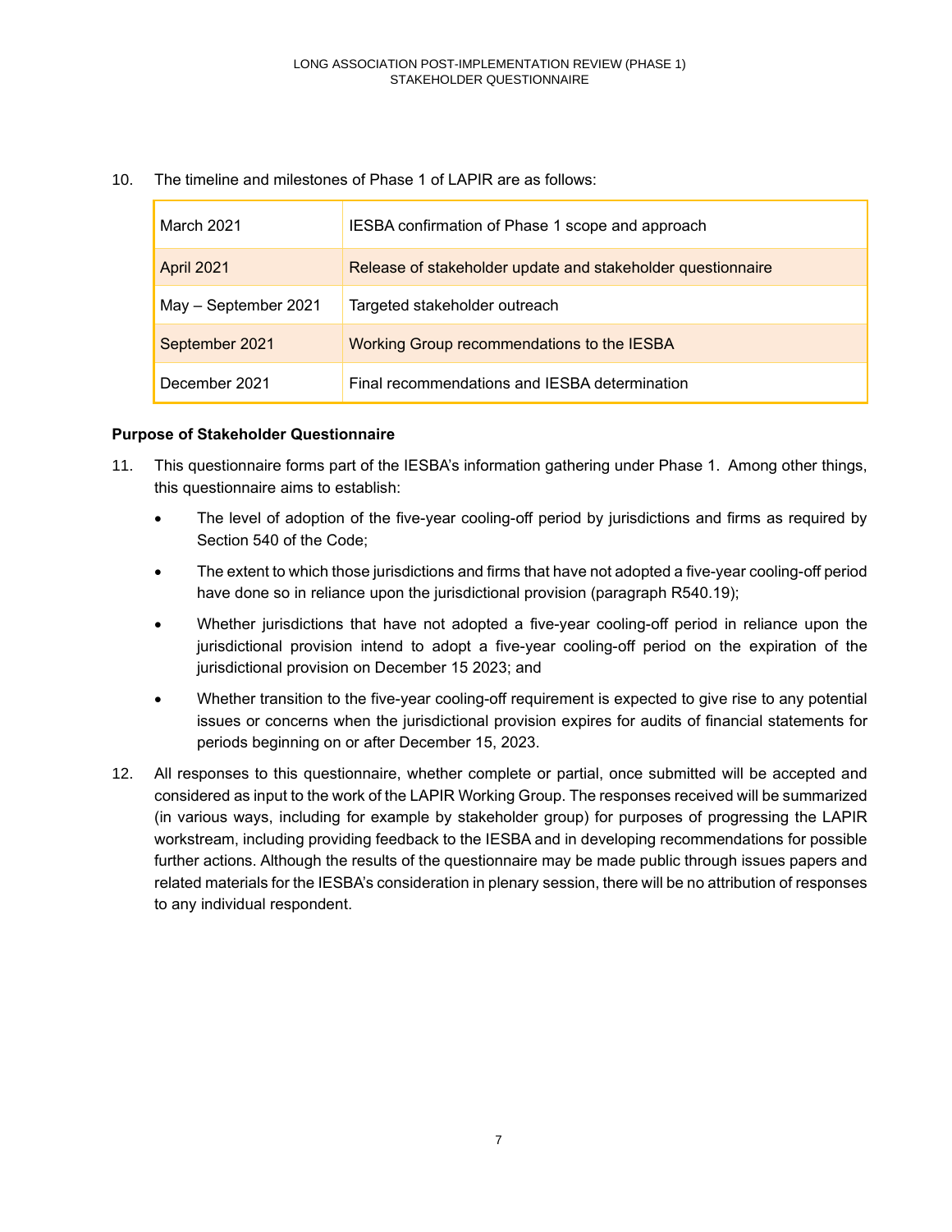10. The timeline and milestones of Phase 1 of LAPIR are as follows:

| March 2021 | IESBA confirmation of Phase 1 scope and approach |
|---|---|
| April 2021 | Release of stakeholder update and stakeholder questionnaire |
| May – September 2021 | Targeted stakeholder outreach |
| September 2021 | Working Group recommendations to the IESBA |
| December 2021 | Final recommendations and IESBA determination |

**Purpose of Stakeholder Questionnaire**

11. This questionnaire forms part of the IESBA's information gathering under Phase 1. Among other things, this questionnaire aims to establish:

    - The level of adoption of the five-year cooling-off period by jurisdictions and firms as required by Section 540 of the Code;
    - The extent to which those jurisdictions and firms that have not adopted a five-year cooling-off period have done so in reliance upon the jurisdictional provision (paragraph R540.19);
    - Whether jurisdictions that have not adopted a five-year cooling-off period in reliance upon the jurisdictional provision intend to adopt a five-year cooling-off period on the expiration of the jurisdictional provision on December 15 2023; and
    - Whether transition to the five-year cooling-off requirement is expected to give rise to any potential issues or concerns when the jurisdictional provision expires for audits of financial statements for periods beginning on or after December 15, 2023.

12. All responses to this questionnaire, whether complete or partial, once submitted will be accepted and considered as input to the work of the LAPIR Working Group. The responses received will be summarized (in various ways, including for example by stakeholder group) for purposes of progressing the LAPIR workstream, including providing feedback to the IESBA and in developing recommendations for possible further actions. Although the results of the questionnaire may be made public through issues papers and related materials for the IESBA's consideration in plenary session, there will be no attribution of responses to any individual respondent.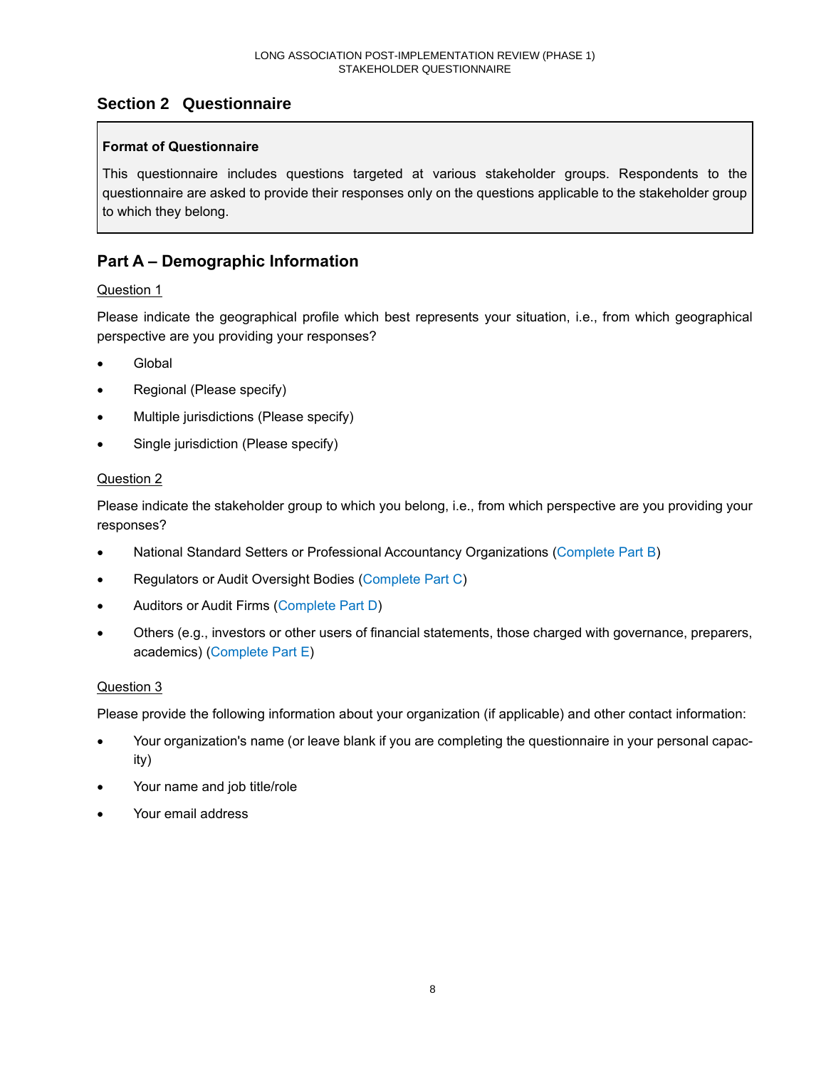## Section 2 Questionnaire

> **Format of Questionnaire**
>
> This questionnaire includes questions targeted at various stakeholder groups. Respondents to the questionnaire are asked to provide their responses only on the questions applicable to the stakeholder group to which they belong.

## Part A – Demographic Information

Question 1

Please indicate the geographical profile which best represents your situation, i.e., from which geographical perspective are you providing your responses?

- Global
- Regional (Please specify)
- Multiple jurisdictions (Please specify)
- Single jurisdiction (Please specify)

Question 2

Please indicate the stakeholder group to which you belong, i.e., from which perspective are you providing your responses?

- National Standard Setters or Professional Accountancy Organizations (Complete Part B)
- Regulators or Audit Oversight Bodies (Complete Part C)
- Auditors or Audit Firms (Complete Part D)
- Others (e.g., investors or other users of financial statements, those charged with governance, preparers, academics) (Complete Part E)

Question 3

Please provide the following information about your organization (if applicable) and other contact information:

- Your organization's name (or leave blank if you are completing the questionnaire in your personal capacity)
- Your name and job title/role
- Your email address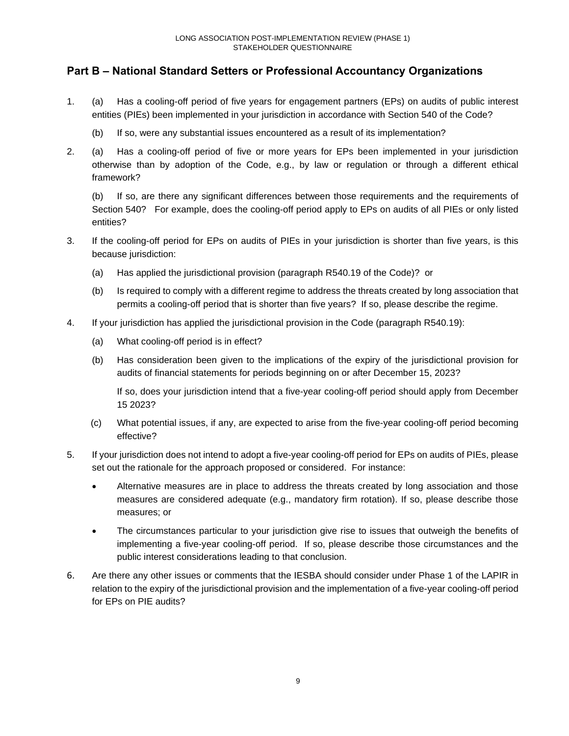## Part B – National Standard Setters or Professional Accountancy Organizations

1. (a) Has a cooling-off period of five years for engagement partners (EPs) on audits of public interest entities (PIEs) been implemented in your jurisdiction in accordance with Section 540 of the Code?

   (b) If so, were any substantial issues encountered as a result of its implementation?

2. (a) Has a cooling-off period of five or more years for EPs been implemented in your jurisdiction otherwise than by adoption of the Code, e.g., by law or regulation or through a different ethical framework?

   (b) If so, are there any significant differences between those requirements and the requirements of Section 540? For example, does the cooling-off period apply to EPs on audits of all PIEs or only listed entities?

3. If the cooling-off period for EPs on audits of PIEs in your jurisdiction is shorter than five years, is this because jurisdiction:

   (a) Has applied the jurisdictional provision (paragraph R540.19 of the Code)? or

   (b) Is required to comply with a different regime to address the threats created by long association that permits a cooling-off period that is shorter than five years? If so, please describe the regime.

4. If your jurisdiction has applied the jurisdictional provision in the Code (paragraph R540.19):

   (a) What cooling-off period is in effect?

   (b) Has consideration been given to the implications of the expiry of the jurisdictional provision for audits of financial statements for periods beginning on or after December 15, 2023?

   If so, does your jurisdiction intend that a five-year cooling-off period should apply from December 15 2023?

   (c) What potential issues, if any, are expected to arise from the five-year cooling-off period becoming effective?

5. If your jurisdiction does not intend to adopt a five-year cooling-off period for EPs on audits of PIEs, please set out the rationale for the approach proposed or considered. For instance:

   - Alternative measures are in place to address the threats created by long association and those measures are considered adequate (e.g., mandatory firm rotation). If so, please describe those measures; or
   - The circumstances particular to your jurisdiction give rise to issues that outweigh the benefits of implementing a five-year cooling-off period. If so, please describe those circumstances and the public interest considerations leading to that conclusion.

6. Are there any other issues or comments that the IESBA should consider under Phase 1 of the LAPIR in relation to the expiry of the jurisdictional provision and the implementation of a five-year cooling-off period for EPs on PIE audits?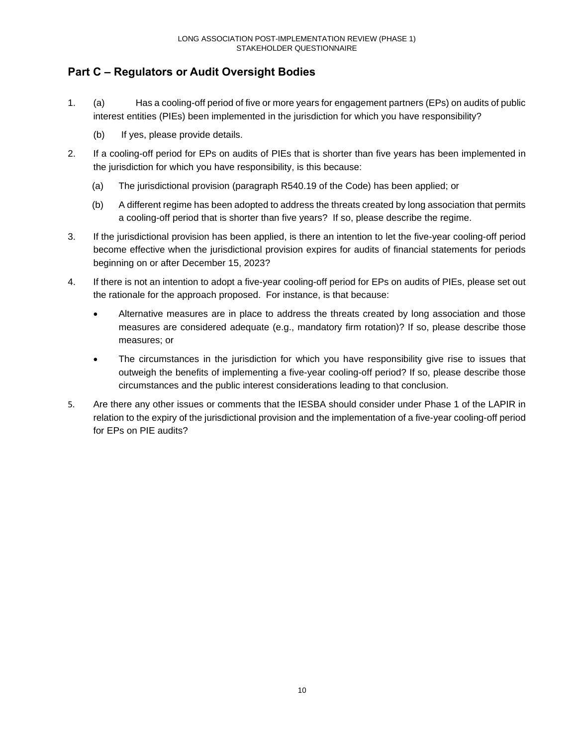## Part C – Regulators or Audit Oversight Bodies

1. (a) Has a cooling-off period of five or more years for engagement partners (EPs) on audits of public interest entities (PIEs) been implemented in the jurisdiction for which you have responsibility?

   (b) If yes, please provide details.

2. If a cooling-off period for EPs on audits of PIEs that is shorter than five years has been implemented in the jurisdiction for which you have responsibility, is this because:

   (a) The jurisdictional provision (paragraph R540.19 of the Code) has been applied; or

   (b) A different regime has been adopted to address the threats created by long association that permits a cooling-off period that is shorter than five years? If so, please describe the regime.

3. If the jurisdictional provision has been applied, is there an intention to let the five-year cooling-off period become effective when the jurisdictional provision expires for audits of financial statements for periods beginning on or after December 15, 2023?

4. If there is not an intention to adopt a five-year cooling-off period for EPs on audits of PIEs, please set out the rationale for the approach proposed. For instance, is that because:

   - Alternative measures are in place to address the threats created by long association and those measures are considered adequate (e.g., mandatory firm rotation)? If so, please describe those measures; or
   - The circumstances in the jurisdiction for which you have responsibility give rise to issues that outweigh the benefits of implementing a five-year cooling-off period? If so, please describe those circumstances and the public interest considerations leading to that conclusion.

5. Are there any other issues or comments that the IESBA should consider under Phase 1 of the LAPIR in relation to the expiry of the jurisdictional provision and the implementation of a five-year cooling-off period for EPs on PIE audits?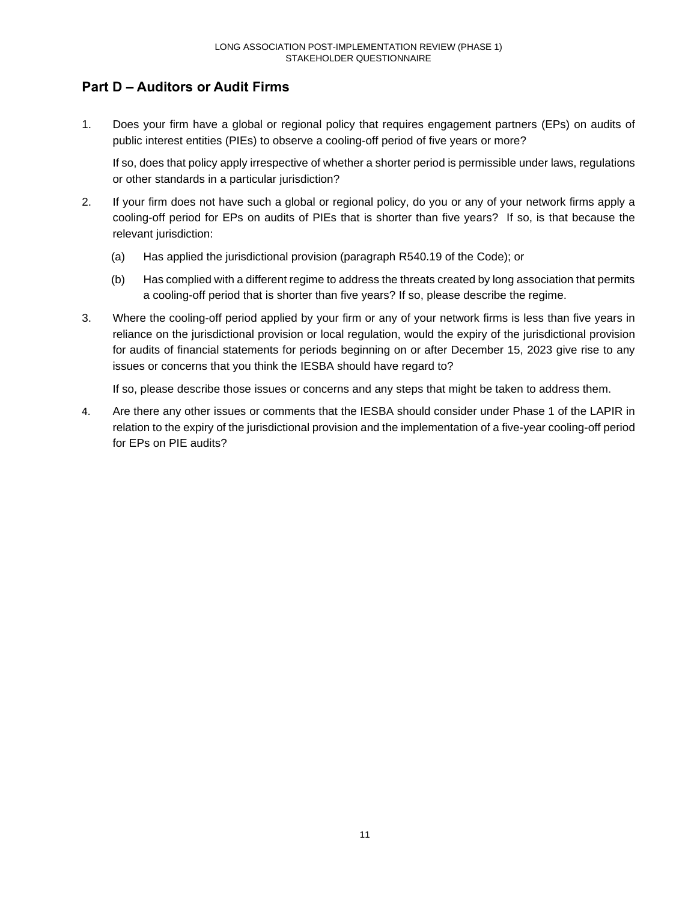## Part D – Auditors or Audit Firms

1. Does your firm have a global or regional policy that requires engagement partners (EPs) on audits of public interest entities (PIEs) to observe a cooling-off period of five years or more?

   If so, does that policy apply irrespective of whether a shorter period is permissible under laws, regulations or other standards in a particular jurisdiction?

2. If your firm does not have such a global or regional policy, do you or any of your network firms apply a cooling-off period for EPs on audits of PIEs that is shorter than five years? If so, is that because the relevant jurisdiction:

   (a) Has applied the jurisdictional provision (paragraph R540.19 of the Code); or

   (b) Has complied with a different regime to address the threats created by long association that permits a cooling-off period that is shorter than five years? If so, please describe the regime.

3. Where the cooling-off period applied by your firm or any of your network firms is less than five years in reliance on the jurisdictional provision or local regulation, would the expiry of the jurisdictional provision for audits of financial statements for periods beginning on or after December 15, 2023 give rise to any issues or concerns that you think the IESBA should have regard to?

   If so, please describe those issues or concerns and any steps that might be taken to address them.

4. Are there any other issues or comments that the IESBA should consider under Phase 1 of the LAPIR in relation to the expiry of the jurisdictional provision and the implementation of a five-year cooling-off period for EPs on PIE audits?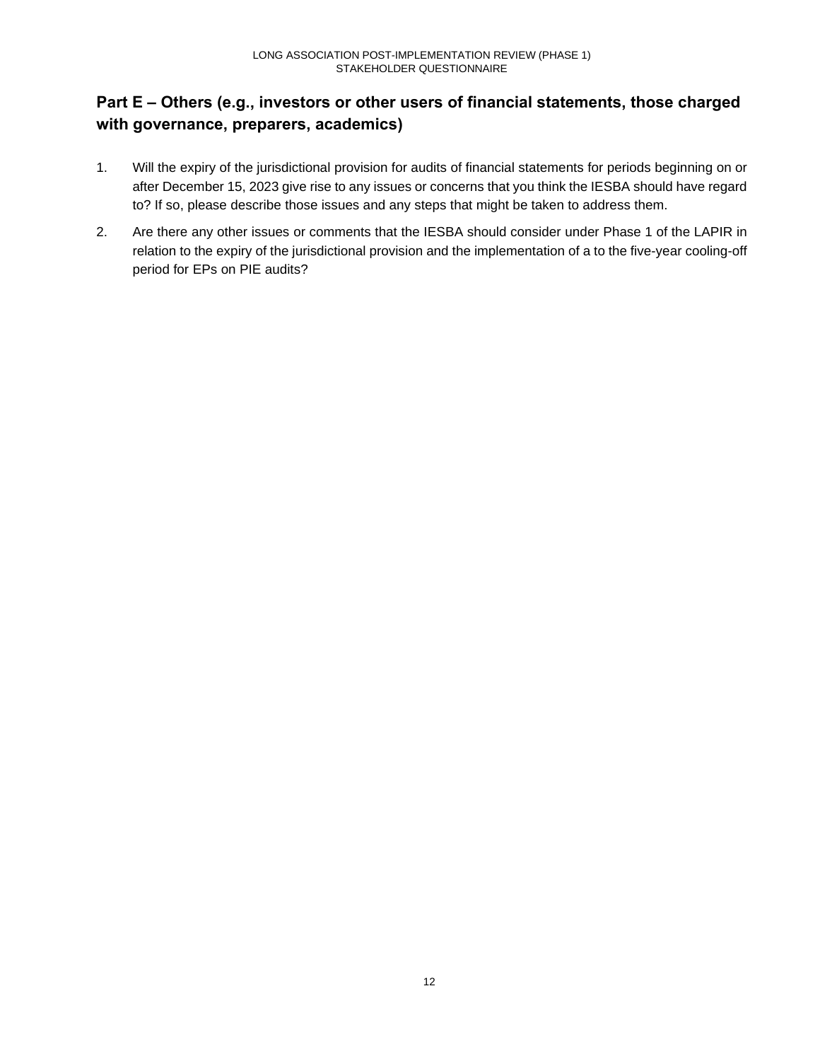## Part E – Others (e.g., investors or other users of financial statements, those charged with governance, preparers, academics)

1. Will the expiry of the jurisdictional provision for audits of financial statements for periods beginning on or after December 15, 2023 give rise to any issues or concerns that you think the IESBA should have regard to? If so, please describe those issues and any steps that might be taken to address them.

2. Are there any other issues or comments that the IESBA should consider under Phase 1 of the LAPIR in relation to the expiry of the jurisdictional provision and the implementation of a to the five-year cooling-off period for EPs on PIE audits?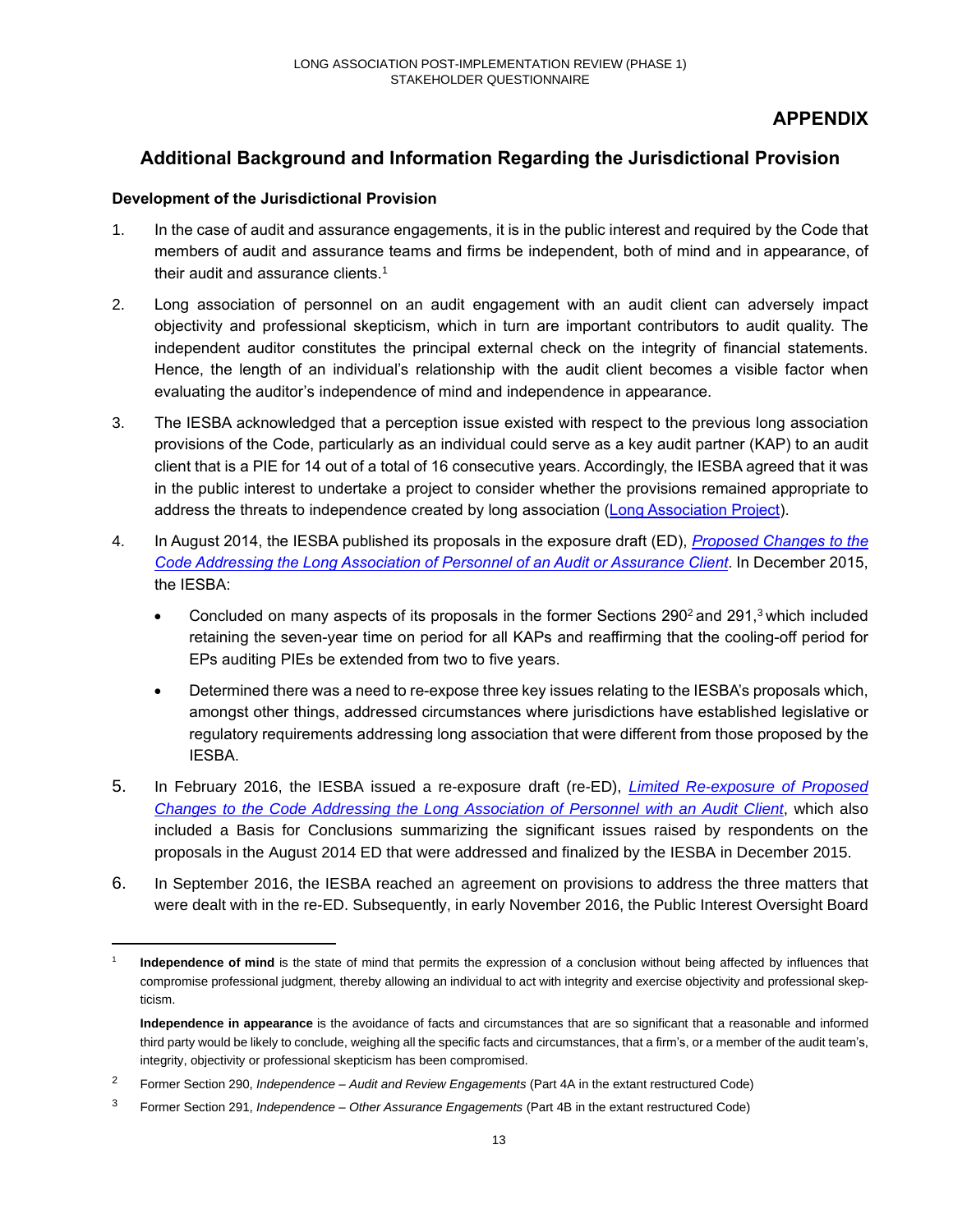# APPENDIX

## Additional Background and Information Regarding the Jurisdictional Provision

### Development of the Jurisdictional Provision

1. In the case of audit and assurance engagements, it is in the public interest and required by the Code that members of audit and assurance teams and firms be independent, both of mind and in appearance, of their audit and assurance clients.[1]

2. Long association of personnel on an audit engagement with an audit client can adversely impact objectivity and professional skepticism, which in turn are important contributors to audit quality. The independent auditor constitutes the principal external check on the integrity of financial statements. Hence, the length of an individual's relationship with the audit client becomes a visible factor when evaluating the auditor's independence of mind and independence in appearance.

3. The IESBA acknowledged that a perception issue existed with respect to the previous long association provisions of the Code, particularly as an individual could serve as a key audit partner (KAP) to an audit client that is a PIE for 14 out of a total of 16 consecutive years. Accordingly, the IESBA agreed that it was in the public interest to undertake a project to consider whether the provisions remained appropriate to address the threats to independence created by long association (Long Association Project).

4. In August 2014, the IESBA published its proposals in the exposure draft (ED), *Proposed Changes to the Code Addressing the Long Association of Personnel of an Audit or Assurance Client*. In December 2015, the IESBA:

   - Concluded on many aspects of its proposals in the former Sections 290[2] and 291,[3] which included retaining the seven-year time on period for all KAPs and reaffirming that the cooling-off period for EPs auditing PIEs be extended from two to five years.
   - Determined there was a need to re-expose three key issues relating to the IESBA's proposals which, amongst other things, addressed circumstances where jurisdictions have established legislative or regulatory requirements addressing long association that were different from those proposed by the IESBA.

5. In February 2016, the IESBA issued a re-exposure draft (re-ED), *Limited Re-exposure of Proposed Changes to the Code Addressing the Long Association of Personnel with an Audit Client*, which also included a Basis for Conclusions summarizing the significant issues raised by respondents on the proposals in the August 2014 ED that were addressed and finalized by the IESBA in December 2015.

6. In September 2016, the IESBA reached an agreement on provisions to address the three matters that were dealt with in the re-ED. Subsequently, in early November 2016, the Public Interest Oversight Board

---

[1] **Independence of mind** is the state of mind that permits the expression of a conclusion without being affected by influences that compromise professional judgment, thereby allowing an individual to act with integrity and exercise objectivity and professional skepticism.

**Independence in appearance** is the avoidance of facts and circumstances that are so significant that a reasonable and informed third party would be likely to conclude, weighing all the specific facts and circumstances, that a firm's, or a member of the audit team's, integrity, objectivity or professional skepticism has been compromised.

[2] Former Section 290, *Independence – Audit and Review Engagements* (Part 4A in the extant restructured Code)

[3] Former Section 291, *Independence – Other Assurance Engagements* (Part 4B in the extant restructured Code)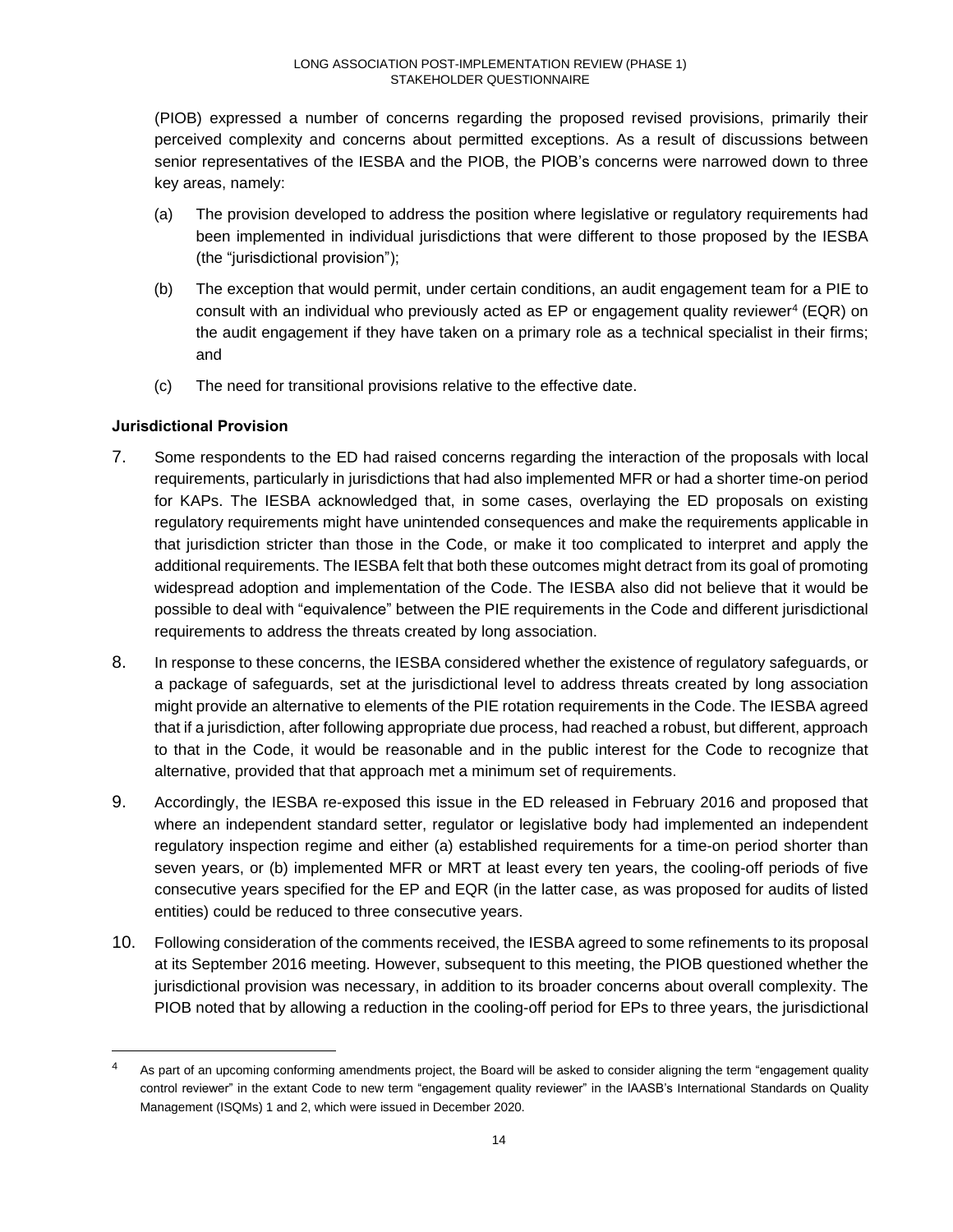(PIOB) expressed a number of concerns regarding the proposed revised provisions, primarily their perceived complexity and concerns about permitted exceptions. As a result of discussions between senior representatives of the IESBA and the PIOB, the PIOB's concerns were narrowed down to three key areas, namely:

(a) The provision developed to address the position where legislative or regulatory requirements had been implemented in individual jurisdictions that were different to those proposed by the IESBA (the "jurisdictional provision");

(b) The exception that would permit, under certain conditions, an audit engagement team for a PIE to consult with an individual who previously acted as EP or engagement quality reviewer[4] (EQR) on the audit engagement if they have taken on a primary role as a technical specialist in their firms; and

(c) The need for transitional provisions relative to the effective date.

**Jurisdictional Provision**

7. Some respondents to the ED had raised concerns regarding the interaction of the proposals with local requirements, particularly in jurisdictions that had also implemented MFR or had a shorter time-on period for KAPs. The IESBA acknowledged that, in some cases, overlaying the ED proposals on existing regulatory requirements might have unintended consequences and make the requirements applicable in that jurisdiction stricter than those in the Code, or make it too complicated to interpret and apply the additional requirements. The IESBA felt that both these outcomes might detract from its goal of promoting widespread adoption and implementation of the Code. The IESBA also did not believe that it would be possible to deal with "equivalence" between the PIE requirements in the Code and different jurisdictional requirements to address the threats created by long association.

8. In response to these concerns, the IESBA considered whether the existence of regulatory safeguards, or a package of safeguards, set at the jurisdictional level to address threats created by long association might provide an alternative to elements of the PIE rotation requirements in the Code. The IESBA agreed that if a jurisdiction, after following appropriate due process, had reached a robust, but different, approach to that in the Code, it would be reasonable and in the public interest for the Code to recognize that alternative, provided that that approach met a minimum set of requirements.

9. Accordingly, the IESBA re-exposed this issue in the ED released in February 2016 and proposed that where an independent standard setter, regulator or legislative body had implemented an independent regulatory inspection regime and either (a) established requirements for a time-on period shorter than seven years, or (b) implemented MFR or MRT at least every ten years, the cooling-off periods of five consecutive years specified for the EP and EQR (in the latter case, as was proposed for audits of listed entities) could be reduced to three consecutive years.

10. Following consideration of the comments received, the IESBA agreed to some refinements to its proposal at its September 2016 meeting. However, subsequent to this meeting, the PIOB questioned whether the jurisdictional provision was necessary, in addition to its broader concerns about overall complexity. The PIOB noted that by allowing a reduction in the cooling-off period for EPs to three years, the jurisdictional

---

[4] As part of an upcoming conforming amendments project, the Board will be asked to consider aligning the term "engagement quality control reviewer" in the extant Code to new term "engagement quality reviewer" in the IAASB's International Standards on Quality Management (ISQMs) 1 and 2, which were issued in December 2020.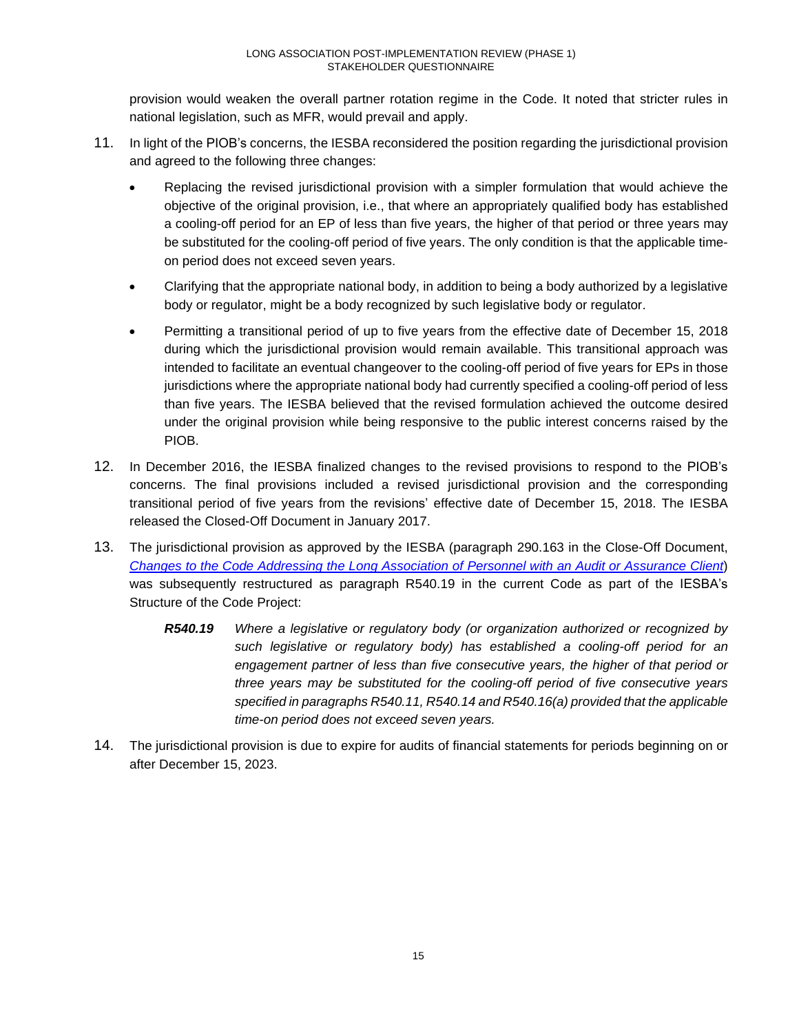provision would weaken the overall partner rotation regime in the Code. It noted that stricter rules in national legislation, such as MFR, would prevail and apply.

11. In light of the PIOB's concerns, the IESBA reconsidered the position regarding the jurisdictional provision and agreed to the following three changes:

    - Replacing the revised jurisdictional provision with a simpler formulation that would achieve the objective of the original provision, i.e., that where an appropriately qualified body has established a cooling-off period for an EP of less than five years, the higher of that period or three years may be substituted for the cooling-off period of five years. The only condition is that the applicable time-on period does not exceed seven years.
    - Clarifying that the appropriate national body, in addition to being a body authorized by a legislative body or regulator, might be a body recognized by such legislative body or regulator.
    - Permitting a transitional period of up to five years from the effective date of December 15, 2018 during which the jurisdictional provision would remain available. This transitional approach was intended to facilitate an eventual changeover to the cooling-off period of five years for EPs in those jurisdictions where the appropriate national body had currently specified a cooling-off period of less than five years. The IESBA believed that the revised formulation achieved the outcome desired under the original provision while being responsive to the public interest concerns raised by the PIOB.

12. In December 2016, the IESBA finalized changes to the revised provisions to respond to the PIOB's concerns. The final provisions included a revised jurisdictional provision and the corresponding transitional period of five years from the revisions' effective date of December 15, 2018. The IESBA released the Closed-Off Document in January 2017.

13. The jurisdictional provision as approved by the IESBA (paragraph 290.163 in the Close-Off Document, *Changes to the Code Addressing the Long Association of Personnel with an Audit or Assurance Client*) was subsequently restructured as paragraph R540.19 in the current Code as part of the IESBA's Structure of the Code Project:

    ***R540.19*** *Where a legislative or regulatory body (or organization authorized or recognized by such legislative or regulatory body) has established a cooling-off period for an engagement partner of less than five consecutive years, the higher of that period or three years may be substituted for the cooling-off period of five consecutive years specified in paragraphs R540.11, R540.14 and R540.16(a) provided that the applicable time-on period does not exceed seven years.*

14. The jurisdictional provision is due to expire for audits of financial statements for periods beginning on or after December 15, 2023.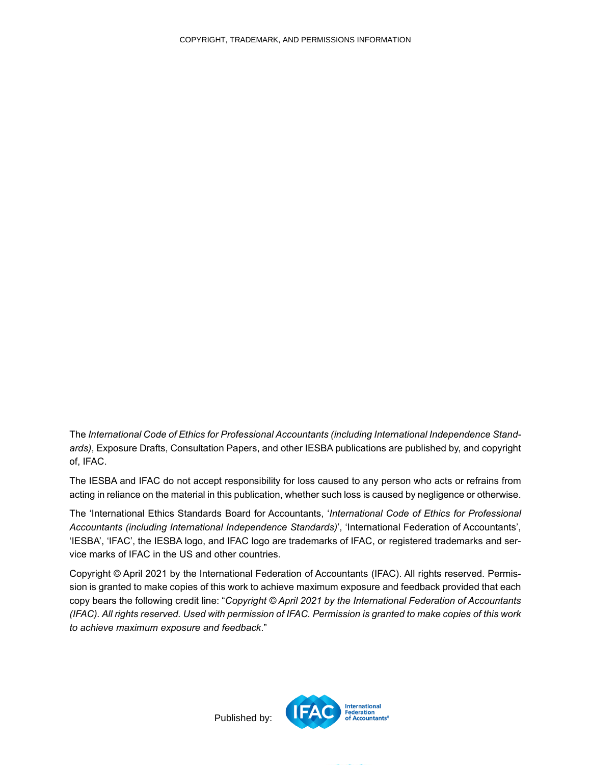The *International Code of Ethics for Professional Accountants (including International Independence Standards)*, Exposure Drafts, Consultation Papers, and other IESBA publications are published by, and copyright of, IFAC.

The IESBA and IFAC do not accept responsibility for loss caused to any person who acts or refrains from acting in reliance on the material in this publication, whether such loss is caused by negligence or otherwise.

The 'International Ethics Standards Board for Accountants, '*International Code of Ethics for Professional Accountants (including International Independence Standards)*', 'International Federation of Accountants', 'IESBA', 'IFAC', the IESBA logo, and IFAC logo are trademarks of IFAC, or registered trademarks and service marks of IFAC in the US and other countries.

Copyright © April 2021 by the International Federation of Accountants (IFAC). All rights reserved. Permission is granted to make copies of this work to achieve maximum exposure and feedback provided that each copy bears the following credit line: "*Copyright © April 2021 by the International Federation of Accountants (IFAC). All rights reserved. Used with permission of IFAC. Permission is granted to make copies of this work to achieve maximum exposure and feedback*."

Published by: IFAC International Federation of Accountants®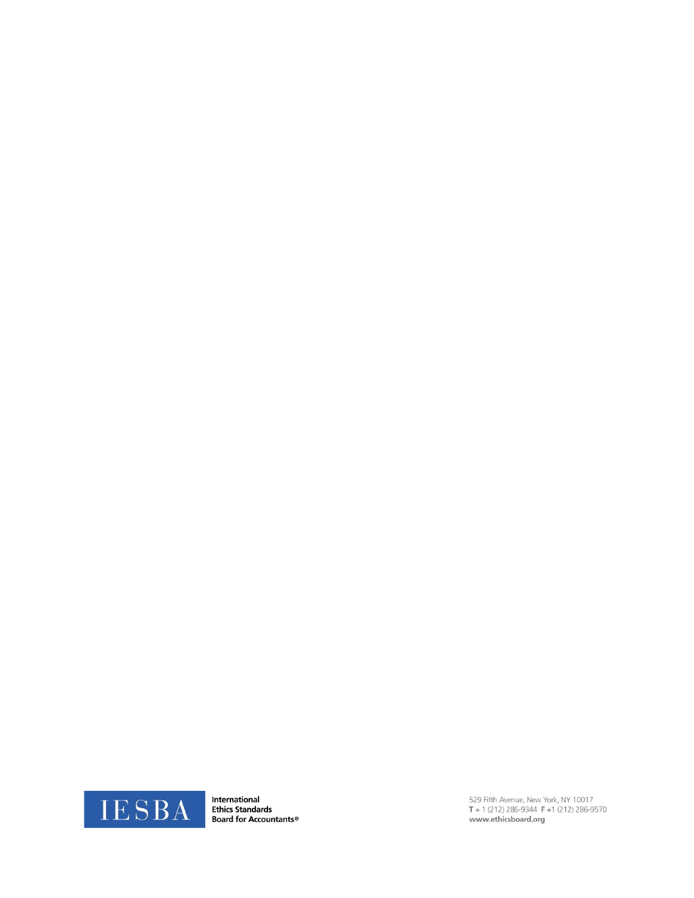IESBA

International
Ethics Standards
Board for Accountants®

529 Fifth Avenue, New York, NY 10017
T + 1 (212) 286-9344 F +1 (212) 286-9570
www.ethicsboard.org